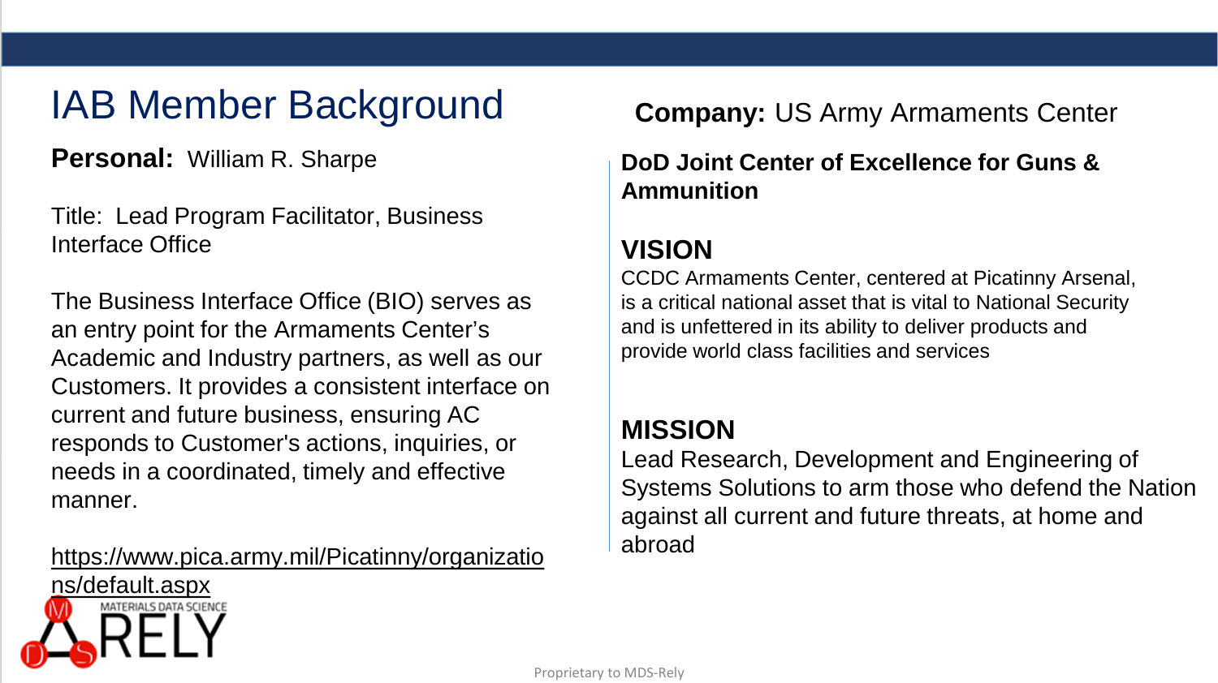# IAB Member Background

**Personal:** William R. Sharpe

Title: Lead Program Facilitator, Business Interface Office

The Business Interface Office (BIO) serves as an entry point for the Armaments Center's Academic and Industry partners, as well as our Customers. It provides a consistent interface on current and future business, ensuring AC responds to Customer's actions, inquiries, or needs in a coordinated, timely and effective manner.

https://www.pica.army.mil/Picatinny/organizations/default.aspx

**Company:** US Army Armaments Center

**DoD Joint Center of Excellence for Guns & Ammunition**

## VISION

CCDC Armaments Center, centered at Picatinny Arsenal, is a critical national asset that is vital to National Security and is unfettered in its ability to deliver products and provide world class facilities and services

## MISSION

Lead Research, Development and Engineering of Systems Solutions to arm those who defend the Nation against all current and future threats, at home and abroad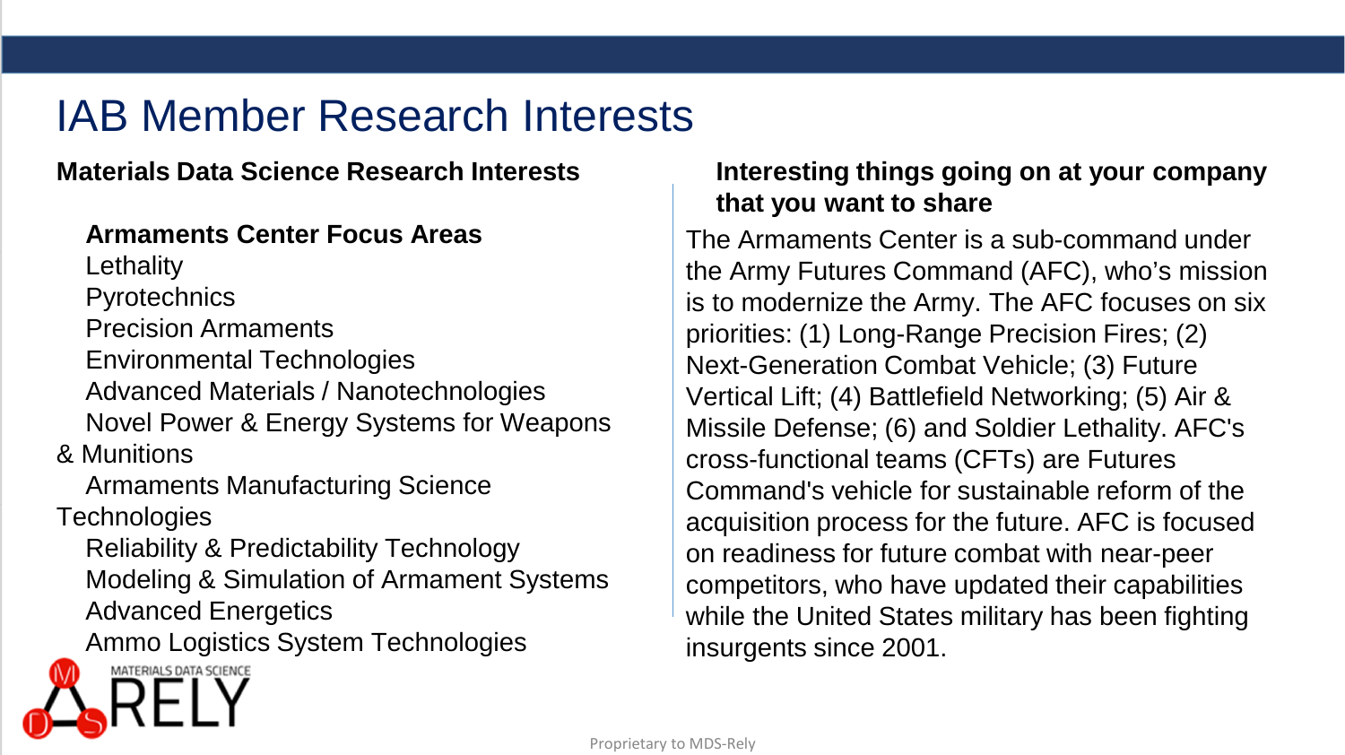# IAB Member Research Interests

## Materials Data Science Research Interests

**Armaments Center Focus Areas**

- Lethality
- Pyrotechnics
- Precision Armaments
- Environmental Technologies
- Advanced Materials / Nanotechnologies
- Novel Power & Energy Systems for Weapons & Munitions
- Armaments Manufacturing Science Technologies
- Reliability & Predictability Technology
- Modeling & Simulation of Armament Systems
- Advanced Energetics
- Ammo Logistics System Technologies

## Interesting things going on at your company that you want to share

The Armaments Center is a sub-command under the Army Futures Command (AFC), who's mission is to modernize the Army. The AFC focuses on six priorities: (1) Long-Range Precision Fires; (2) Next-Generation Combat Vehicle; (3) Future Vertical Lift; (4) Battlefield Networking; (5) Air & Missile Defense; (6) and Soldier Lethality. AFC's cross-functional teams (CFTs) are Futures Command's vehicle for sustainable reform of the acquisition process for the future. AFC is focused on readiness for future combat with near-peer competitors, who have updated their capabilities while the United States military has been fighting insurgents since 2001.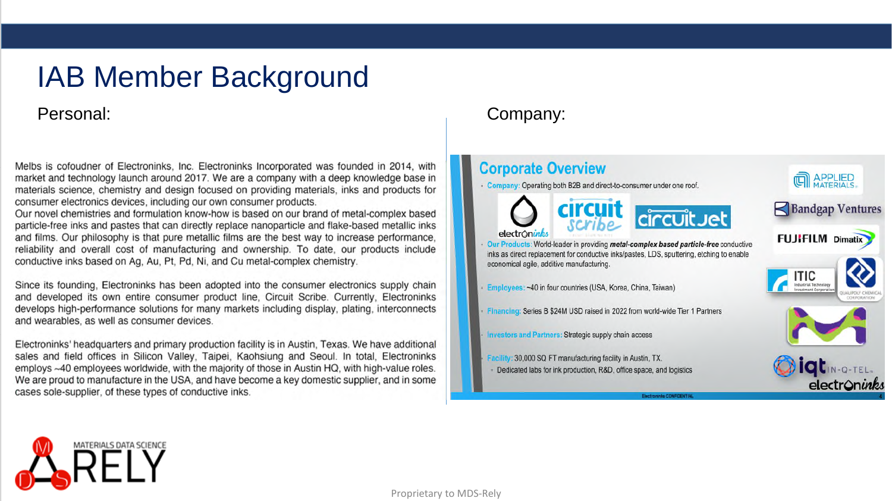# IAB Member Background

## Personal:

Melbs is cofoudner of Electroninks, Inc. Electroninks Incorporated was founded in 2014, with market and technology launch around 2017. We are a company with a deep knowledge base in materials science, chemistry and design focused on providing materials, inks and products for consumer electronics devices, including our own consumer products.
Our novel chemistries and formulation know-how is based on our brand of metal-complex based particle-free inks and pastes that can directly replace nanoparticle and flake-based metallic inks and films. Our philosophy is that pure metallic films are the best way to increase performance, reliability and overall cost of manufacturing and ownership. To date, our products include conductive inks based on Ag, Au, Pt, Pd, Ni, and Cu metal-complex chemistry.

Since its founding, Electroninks has been adopted into the consumer electronics supply chain and developed its own entire consumer product line, Circuit Scribe. Currently, Electroninks develops high-performance solutions for many markets including display, plating, interconnects and wearables, as well as consumer devices.

Electroninks' headquarters and primary production facility is in Austin, Texas. We have additional sales and field offices in Silicon Valley, Taipei, Kaohsiung and Seoul. In total, Electroninks employs ~40 employees worldwide, with the majority of those in Austin HQ, with high-value roles. We are proud to manufacture in the USA, and have become a key domestic supplier, and in some cases sole-supplier, of these types of conductive inks.

## Company:

### Corporate Overview

- **Company:** Operating both B2B and direct-to-consumer under one roof.
- **Our Products:** World-leader in providing ***metal-complex based particle-free*** conductive inks as direct replacement for conductive inks/pastes, LDS, sputtering, etching to enable economical agile, additive manufacturing.
- **Employees:** ~40 in four countries (USA, Korea, China, Taiwan)
- **Financing:** Series B $24M USD raised in 2022 from world-wide Tier 1 Partners
- **Investors and Partners:** Strategic supply chain access
- **Facility:** 30,000 SQ FT manufacturing facility in Austin, TX.
  - Dedicated labs for ink production, R&D, office space, and logistics

electroninks | circuit scribe | circuitJet

Applied Materials | Bandgap Ventures | FUJIFILM Dimatix | ITIC Industrial Technology Investment Corporation | Qualipoly Chemical Corporation | iqt IN-Q-TEL

Electroninks CONFIDENTIAL

MATERIALS DATA SCIENCE RELY

Proprietary to MDS-Rely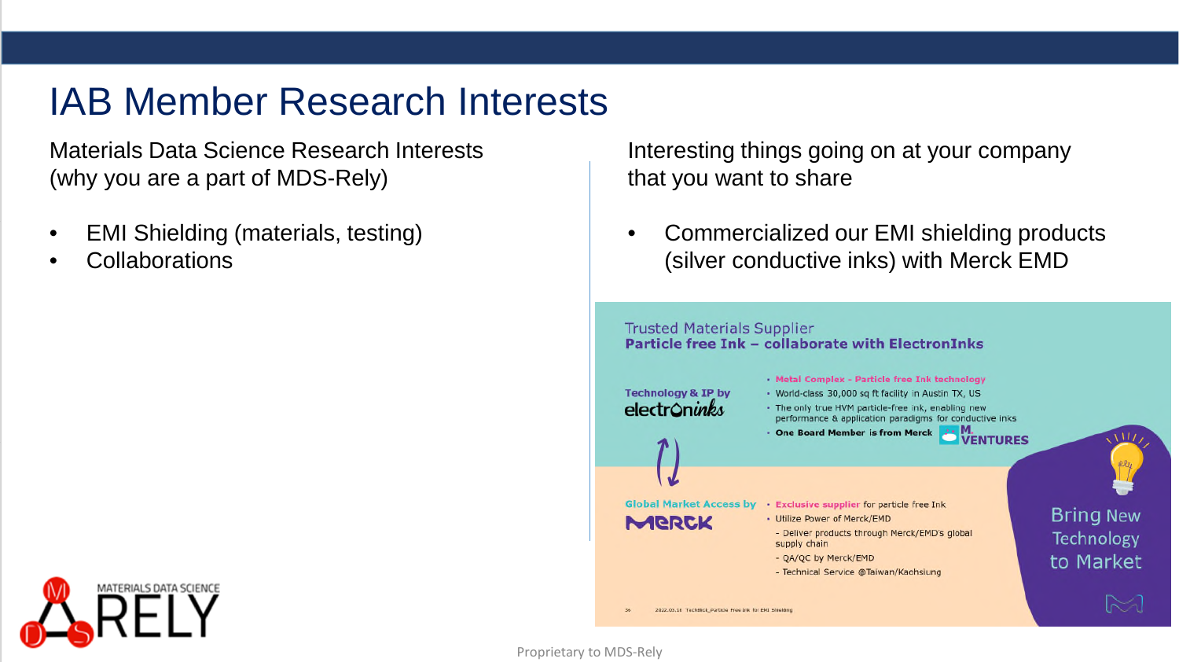# IAB Member Research Interests

Materials Data Science Research Interests (why you are a part of MDS-Rely)

- EMI Shielding (materials, testing)
- Collaborations

Interesting things going on at your company that you want to share

- Commercialized our EMI shielding products (silver conductive inks) with Merck EMD

Trusted Materials Supplier
**Particle free Ink – collaborate with ElectronInks**

Technology & IP by electroninks

- Metal Complex - Particle free Ink technology
- World-class 30,000 sq ft facility in Austin TX, US
- The only true HVM particle-free ink, enabling new performance & application paradigms for conductive inks
- One Board Member is from Merck M. VENTURES

Global Market Access by MERCK

- Exclusive supplier for particle free Ink
- Utilize Power of Merck/EMD
  - Deliver products through Merck/EMD's global supply chain
  - QA/QC by Merck/EMD
  - Technical Service @Taiwan/Kaohsiung

Bring New Technology to Market

Proprietary to MDS-Rely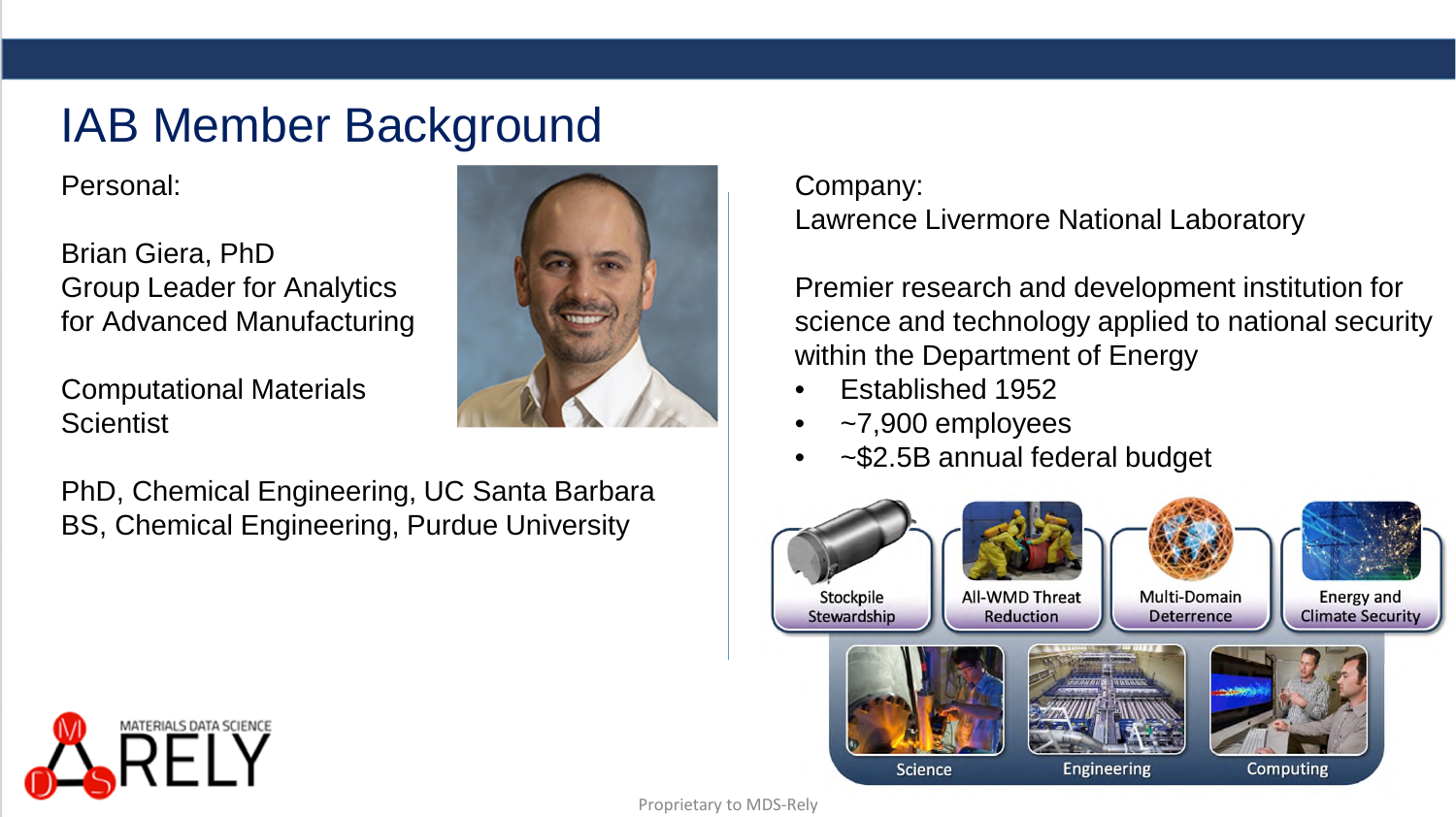# IAB Member Background

Personal:

Brian Giera, PhD
Group Leader for Analytics for Advanced Manufacturing

Computational Materials Scientist

PhD, Chemical Engineering, UC Santa Barbara
BS, Chemical Engineering, Purdue University

Company:
Lawrence Livermore National Laboratory

Premier research and development institution for science and technology applied to national security within the Department of Energy

- Established 1952
- ~7,900 employees
- ~$2.5B annual federal budget

Stockpile Stewardship | All-WMD Threat Reduction | Multi-Domain Deterrence | Energy and Climate Security

Science | Engineering | Computing

Proprietary to MDS-Rely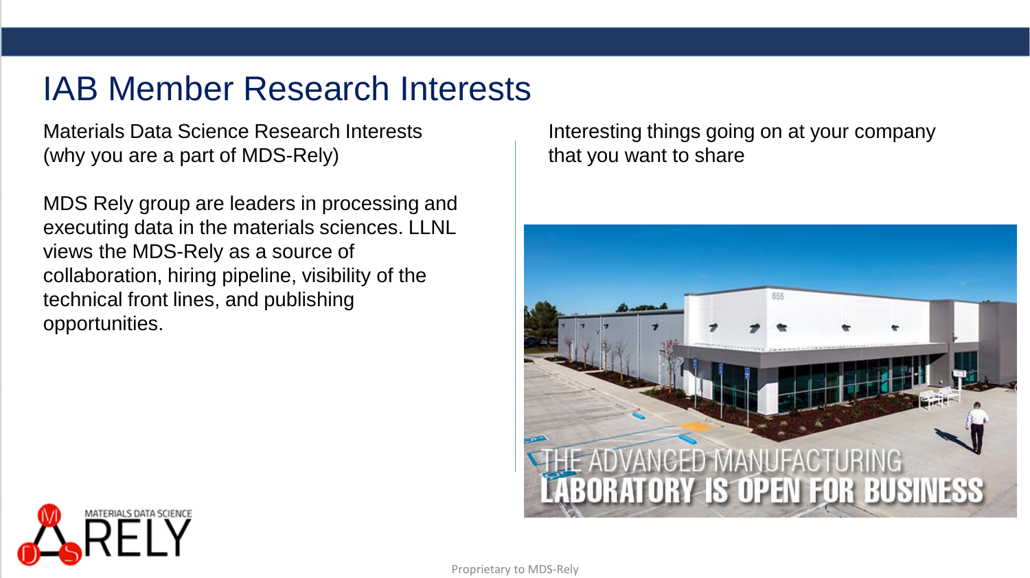# IAB Member Research Interests

Materials Data Science Research Interests (why you are a part of MDS-Rely)

MDS Rely group are leaders in processing and executing data in the materials sciences. LLNL views the MDS-Rely as a source of collaboration, hiring pipeline, visibility of the technical front lines, and publishing opportunities.

Interesting things going on at your company that you want to share

THE ADVANCED MANUFACTURING LABORATORY IS OPEN FOR BUSINESS

Proprietary to MDS-Rely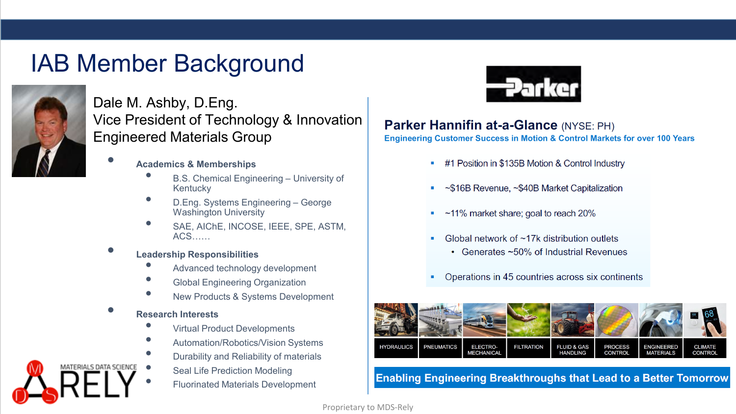# IAB Member Background

Dale M. Ashby, D.Eng.
Vice President of Technology & Innovation
Engineered Materials Group

- **Academics & Memberships**
  - B.S. Chemical Engineering – University of Kentucky
  - D.Eng. Systems Engineering – George Washington University
  - SAE, AIChE, INCOSE, IEEE, SPE, ASTM, ACS……
- **Leadership Responsibilities**
  - Advanced technology development
  - Global Engineering Organization
  - New Products & Systems Development
- **Research Interests**
  - Virtual Product Developments
  - Automation/Robotics/Vision Systems
  - Durability and Reliability of materials
  - Seal Life Prediction Modeling
  - Fluorinated Materials Development

MATERIALS DATA SCIENCE RELY

Parker

## Parker Hannifin at-a-Glance (NYSE: PH)

**Engineering Customer Success in Motion & Control Markets for over 100 Years**

- #1 Position in $135B Motion & Control Industry
- ~$16B Revenue, ~$40B Market Capitalization
- ~11% market share; goal to reach 20%
- Global network of ~17k distribution outlets
  - Generates ~50% of Industrial Revenues
- Operations in 45 countries across six continents

HYDRAULICS | PNEUMATICS | ELECTRO-MECHANICAL | FILTRATION | FLUID & GAS HANDLING | PROCESS CONTROL | ENGINEERED MATERIALS | CLIMATE CONTROL

**Enabling Engineering Breakthroughs that Lead to a Better Tomorrow**

Proprietary to MDS-Rely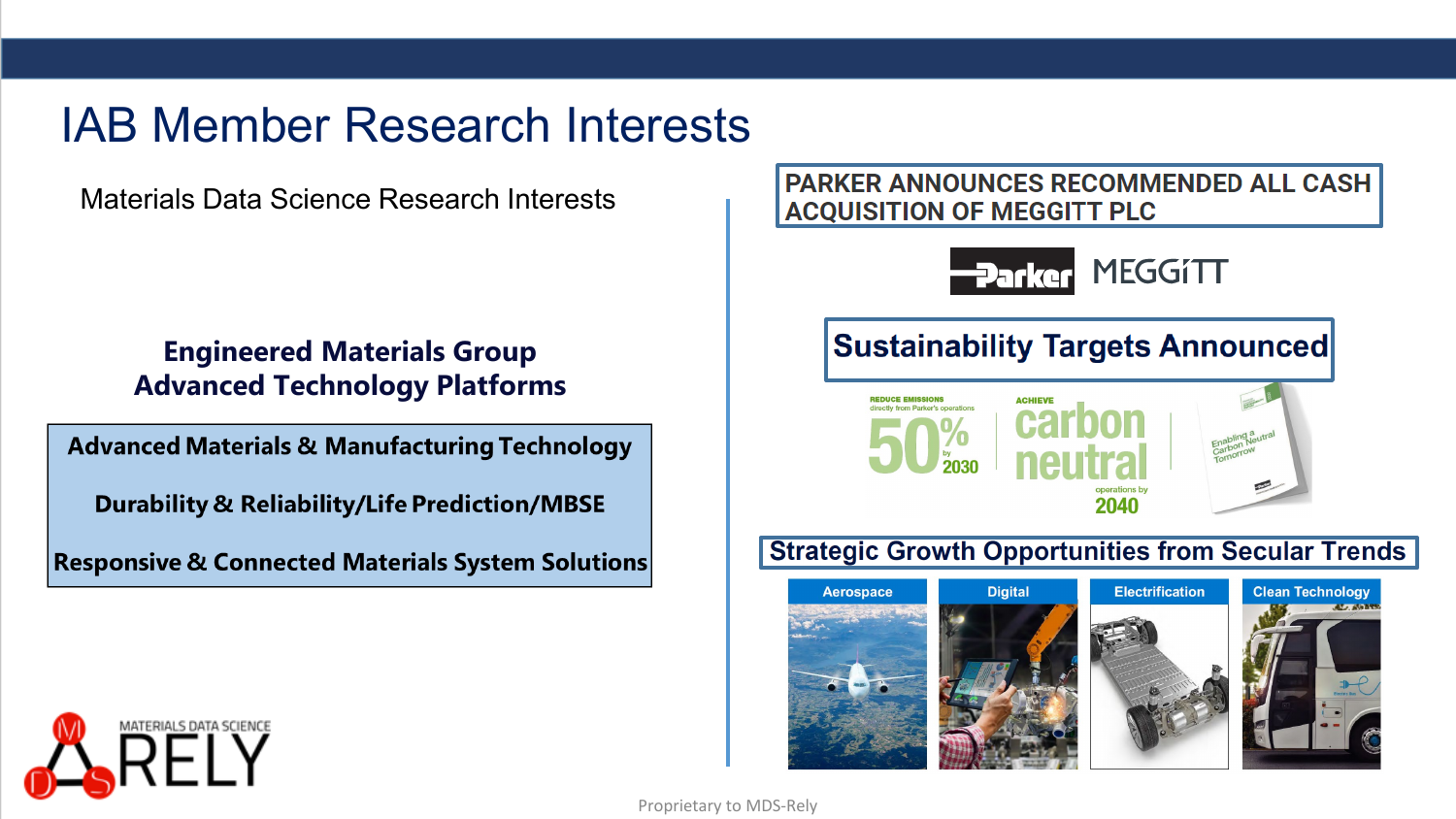# IAB Member Research Interests

Materials Data Science Research Interests

**Engineered Materials Group**
**Advanced Technology Platforms**

**Advanced Materials & Manufacturing Technology**

**Durability & Reliability/Life Prediction/MBSE**

**Responsive & Connected Materials System Solutions**

**PARKER ANNOUNCES RECOMMENDED ALL CASH ACQUISITION OF MEGGITT PLC**

Parker MEGGITT

**Sustainability Targets Announced**

REDUCE EMISSIONS directly from Parker's operations 50% by 2030

ACHIEVE carbon neutral operations by 2040

Enabling a Carbon Neutral Tomorrow

**Strategic Growth Opportunities from Secular Trends**

- Aerospace
- Digital
- Electrification
- Clean Technology

MATERIALS DATA SCIENCE RELY

Proprietary to MDS-Rely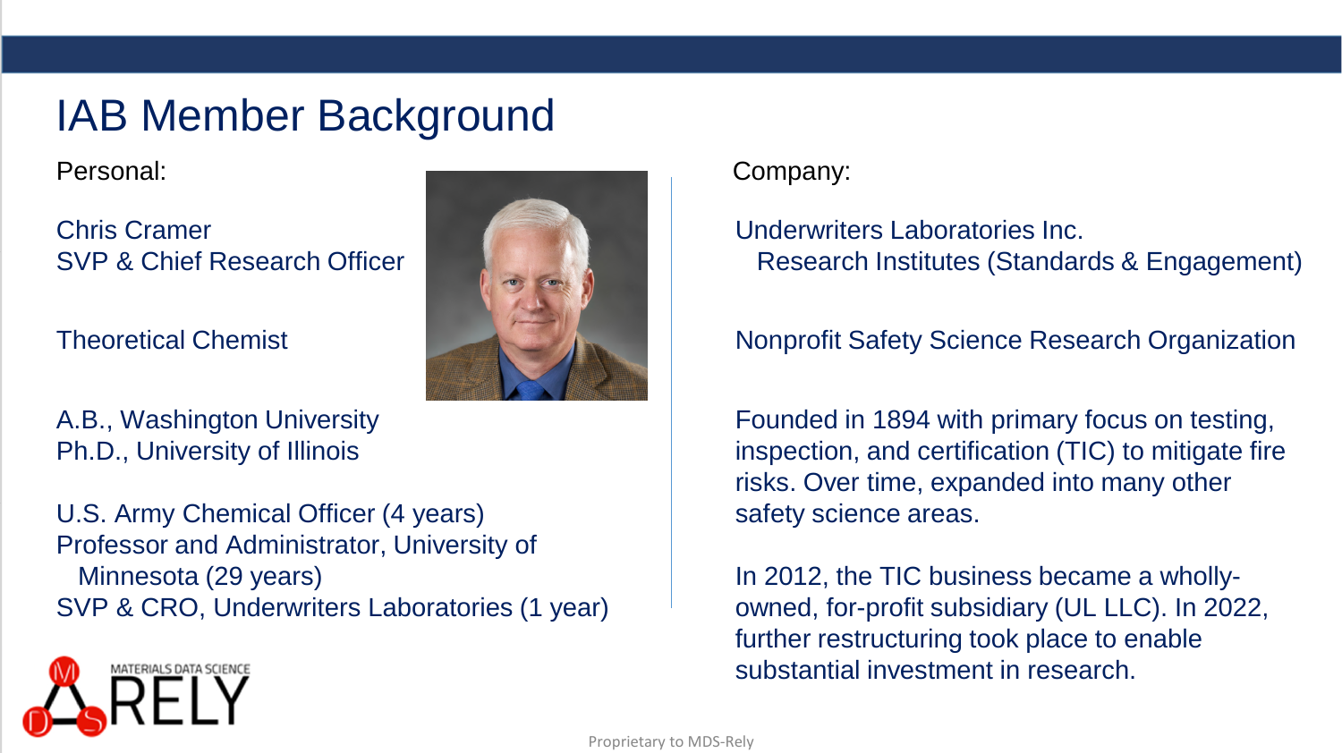# IAB Member Background

**Personal:**

Chris Cramer
SVP & Chief Research Officer

Theoretical Chemist

A.B., Washington University
Ph.D., University of Illinois

U.S. Army Chemical Officer (4 years)
Professor and Administrator, University of Minnesota (29 years)
SVP & CRO, Underwriters Laboratories (1 year)

**Company:**

Underwriters Laboratories Inc.
Research Institutes (Standards & Engagement)

Nonprofit Safety Science Research Organization

Founded in 1894 with primary focus on testing, inspection, and certification (TIC) to mitigate fire risks. Over time, expanded into many other safety science areas.

In 2012, the TIC business became a wholly-owned, for-profit subsidiary (UL LLC). In 2022, further restructuring took place to enable substantial investment in research.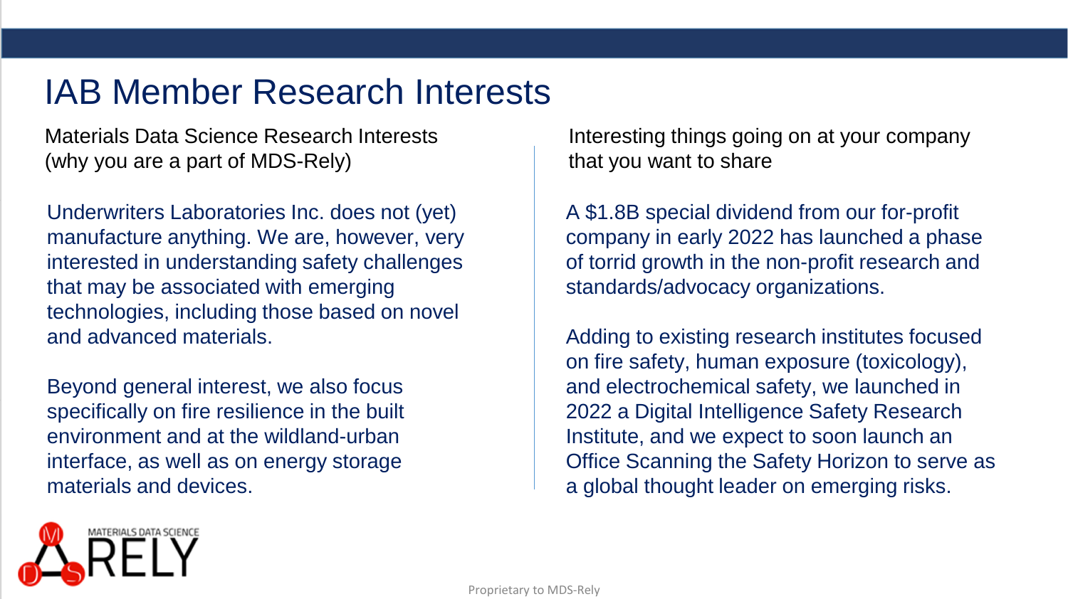# IAB Member Research Interests

Materials Data Science Research Interests (why you are a part of MDS-Rely)

Underwriters Laboratories Inc. does not (yet) manufacture anything. We are, however, very interested in understanding safety challenges that may be associated with emerging technologies, including those based on novel and advanced materials.

Beyond general interest, we also focus specifically on fire resilience in the built environment and at the wildland-urban interface, as well as on energy storage materials and devices.

Interesting things going on at your company that you want to share

A $1.8B special dividend from our for-profit company in early 2022 has launched a phase of torrid growth in the non-profit research and standards/advocacy organizations.

Adding to existing research institutes focused on fire safety, human exposure (toxicology), and electrochemical safety, we launched in 2022 a Digital Intelligence Safety Research Institute, and we expect to soon launch an Office Scanning the Safety Horizon to serve as a global thought leader on emerging risks.

Proprietary to MDS-Rely